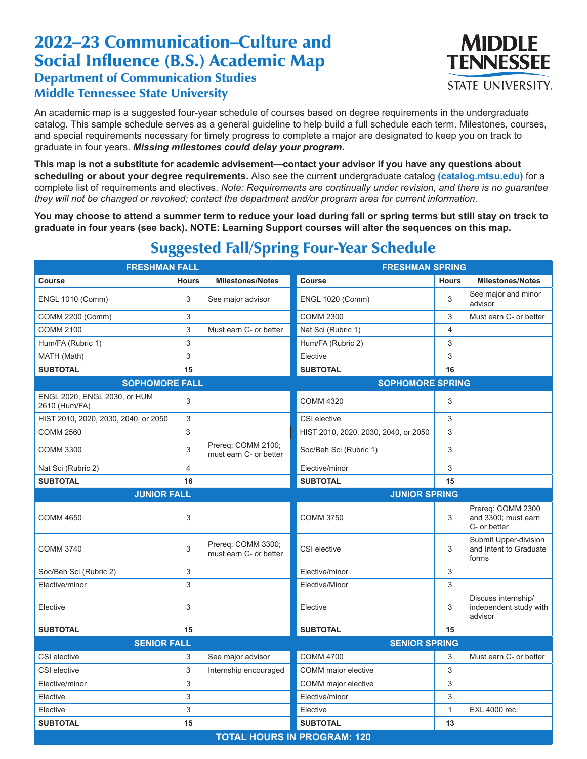# 2022–23 Communication–Culture and Social Influence (B.S.) Academic Map

## Department of Communication Studies
## Middle Tennessee State University

An academic map is a suggested four-year schedule of courses based on degree requirements in the undergraduate catalog. This sample schedule serves as a general guideline to help build a full schedule each term. Milestones, courses, and special requirements necessary for timely progress to complete a major are designated to keep you on track to graduate in four years. ***Missing milestones could delay your program.***

**This map is not a substitute for academic advisement—contact your advisor if you have any questions about scheduling or about your degree requirements.** Also see the current undergraduate catalog **(catalog.mtsu.edu)** for a complete list of requirements and electives. *Note: Requirements are continually under revision, and there is no guarantee they will not be changed or revoked; contact the department and/or program area for current information.*

**You may choose to attend a summer term to reduce your load during fall or spring terms but still stay on track to graduate in four years (see back). NOTE: Learning Support courses will alter the sequences on this map.**

## Suggested Fall/Spring Four-Year Schedule

| FRESHMAN FALL | | | FRESHMAN SPRING | | |
|---|---|---|---|---|---|
| **Course** | **Hours** | **Milestones/Notes** | **Course** | **Hours** | **Milestones/Notes** |
| ENGL 1010 (Comm) | 3 | See major advisor | ENGL 1020 (Comm) | 3 | See major and minor advisor |
| COMM 2200 (Comm) | 3 | | COMM 2300 | 3 | Must earn C- or better |
| COMM 2100 | 3 | Must earn C- or better | Nat Sci (Rubric 1) | 4 | |
| Hum/FA (Rubric 1) | 3 | | Hum/FA (Rubric 2) | 3 | |
| MATH (Math) | 3 | | Elective | 3 | |
| **SUBTOTAL** | **15** | | **SUBTOTAL** | **16** | |
| **SOPHOMORE FALL** | | | **SOPHOMORE SPRING** | | |
| ENGL 2020, ENGL 2030, or HUM 2610 (Hum/FA) | 3 | | COMM 4320 | 3 | |
| HIST 2010, 2020, 2030, 2040, or 2050 | 3 | | CSI elective | 3 | |
| COMM 2560 | 3 | | HIST 2010, 2020, 2030, 2040, or 2050 | 3 | |
| COMM 3300 | 3 | Prereq: COMM 2100; must earn C- or better | Soc/Beh Sci (Rubric 1) | 3 | |
| Nat Sci (Rubric 2) | 4 | | Elective/minor | 3 | |
| **SUBTOTAL** | **16** | | **SUBTOTAL** | **15** | |
| **JUNIOR FALL** | | | **JUNIOR SPRING** | | |
| COMM 4650 | 3 | | COMM 3750 | 3 | Prereq: COMM 2300 and 3300; must earn C- or better |
| COMM 3740 | 3 | Prereq: COMM 3300; must earn C- or better | CSI elective | 3 | Submit Upper-division and Intent to Graduate forms |
| Soc/Beh Sci (Rubric 2) | 3 | | Elective/minor | 3 | |
| Elective/minor | 3 | | Elective/Minor | 3 | |
| Elective | 3 | | Elective | 3 | Discuss internship/ independent study with advisor |
| **SUBTOTAL** | **15** | | **SUBTOTAL** | **15** | |
| **SENIOR FALL** | | | **SENIOR SPRING** | | |
| CSI elective | 3 | See major advisor | COMM 4700 | 3 | Must earn C- or better |
| CSI elective | 3 | Internship encouraged | COMM major elective | 3 | |
| Elective/minor | 3 | | COMM major elective | 3 | |
| Elective | 3 | | Elective/minor | 3 | |
| Elective | 3 | | Elective | 1 | EXL 4000 rec. |
| **SUBTOTAL** | **15** | | **SUBTOTAL** | **13** | |
| **TOTAL HOURS IN PROGRAM: 120** | | | | | |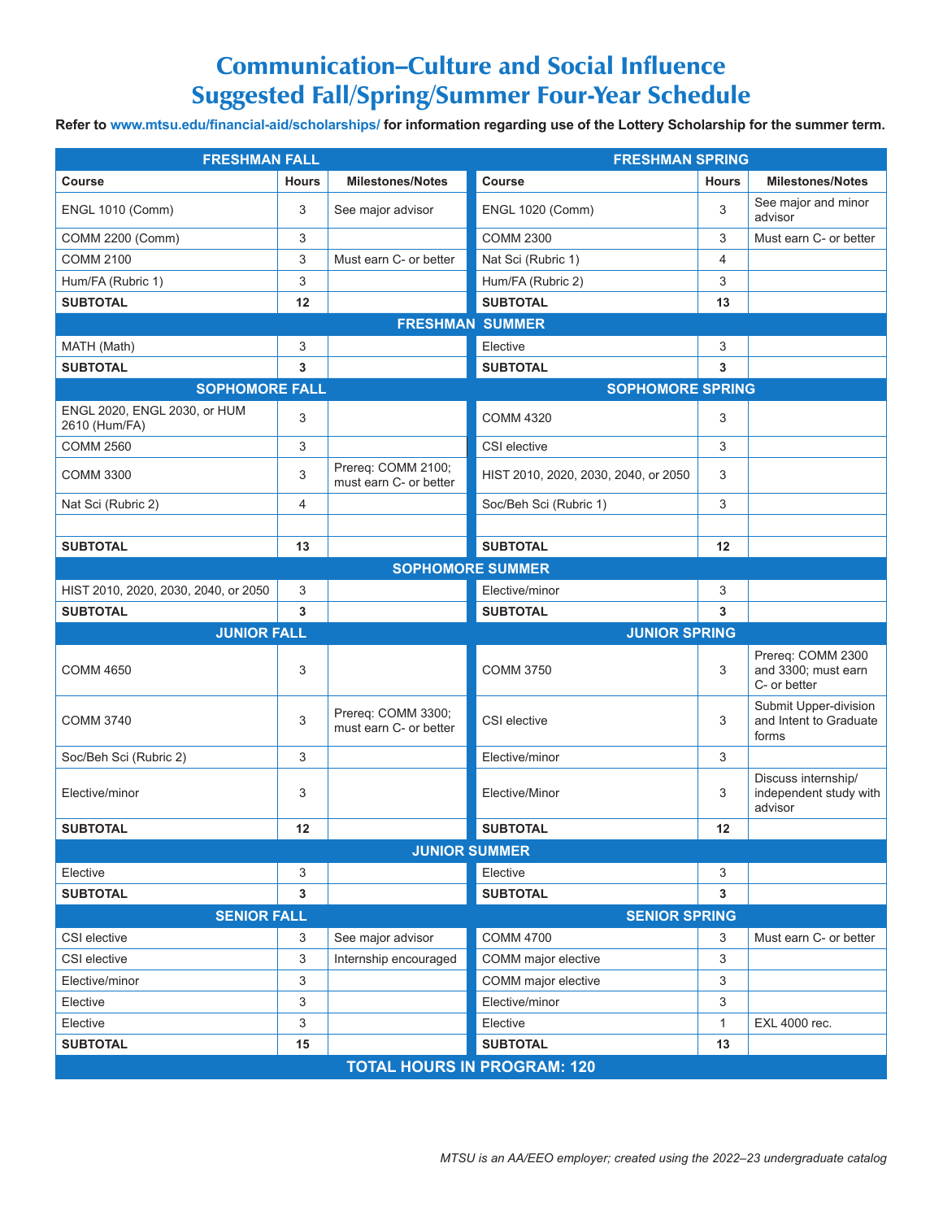# Communication–Culture and Social Influence
# Suggested Fall/Spring/Summer Four-Year Schedule

**Refer to www.mtsu.edu/financial-aid/scholarships/ for information regarding use of the Lottery Scholarship for the summer term.**

| FRESHMAN FALL | | | FRESHMAN SPRING | | |
|---|---|---|---|---|---|
| **Course** | **Hours** | **Milestones/Notes** | **Course** | **Hours** | **Milestones/Notes** |
| ENGL 1010 (Comm) | 3 | See major advisor | ENGL 1020 (Comm) | 3 | See major and minor advisor |
| COMM 2200 (Comm) | 3 | | COMM 2300 | 3 | Must earn C- or better |
| COMM 2100 | 3 | Must earn C- or better | Nat Sci (Rubric 1) | 4 | |
| Hum/FA (Rubric 1) | 3 | | Hum/FA (Rubric 2) | 3 | |
| **SUBTOTAL** | **12** | | **SUBTOTAL** | **13** | |
| **FRESHMAN SUMMER** | | | | | |
| MATH (Math) | 3 | | Elective | 3 | |
| **SUBTOTAL** | **3** | | **SUBTOTAL** | **3** | |
| **SOPHOMORE FALL** | | | **SOPHOMORE SPRING** | | |
| ENGL 2020, ENGL 2030, or HUM 2610 (Hum/FA) | 3 | | COMM 4320 | 3 | |
| COMM 2560 | 3 | | CSI elective | 3 | |
| COMM 3300 | 3 | Prereq: COMM 2100; must earn C- or better | HIST 2010, 2020, 2030, 2040, or 2050 | 3 | |
| Nat Sci (Rubric 2) | 4 | | Soc/Beh Sci (Rubric 1) | 3 | |
| | | | | | |
| **SUBTOTAL** | **13** | | **SUBTOTAL** | **12** | |
| **SOPHOMORE SUMMER** | | | | | |
| HIST 2010, 2020, 2030, 2040, or 2050 | 3 | | Elective/minor | 3 | |
| **SUBTOTAL** | **3** | | **SUBTOTAL** | **3** | |
| **JUNIOR FALL** | | | **JUNIOR SPRING** | | |
| COMM 4650 | 3 | | COMM 3750 | 3 | Prereq: COMM 2300 and 3300; must earn C- or better |
| COMM 3740 | 3 | Prereq: COMM 3300; must earn C- or better | CSI elective | 3 | Submit Upper-division and Intent to Graduate forms |
| Soc/Beh Sci (Rubric 2) | 3 | | Elective/minor | 3 | |
| Elective/minor | 3 | | Elective/Minor | 3 | Discuss internship/ independent study with advisor |
| **SUBTOTAL** | **12** | | **SUBTOTAL** | **12** | |
| **JUNIOR SUMMER** | | | | | |
| Elective | 3 | | Elective | 3 | |
| **SUBTOTAL** | **3** | | **SUBTOTAL** | **3** | |
| **SENIOR FALL** | | | **SENIOR SPRING** | | |
| CSI elective | 3 | See major advisor | COMM 4700 | 3 | Must earn C- or better |
| CSI elective | 3 | Internship encouraged | COMM major elective | 3 | |
| Elective/minor | 3 | | COMM major elective | 3 | |
| Elective | 3 | | Elective/minor | 3 | |
| Elective | 3 | | Elective | 1 | EXL 4000 rec. |
| **SUBTOTAL** | **15** | | **SUBTOTAL** | **13** | |
| **TOTAL HOURS IN PROGRAM: 120** | | | | | |

*MTSU is an AA/EEO employer; created using the 2022–23 undergraduate catalog*